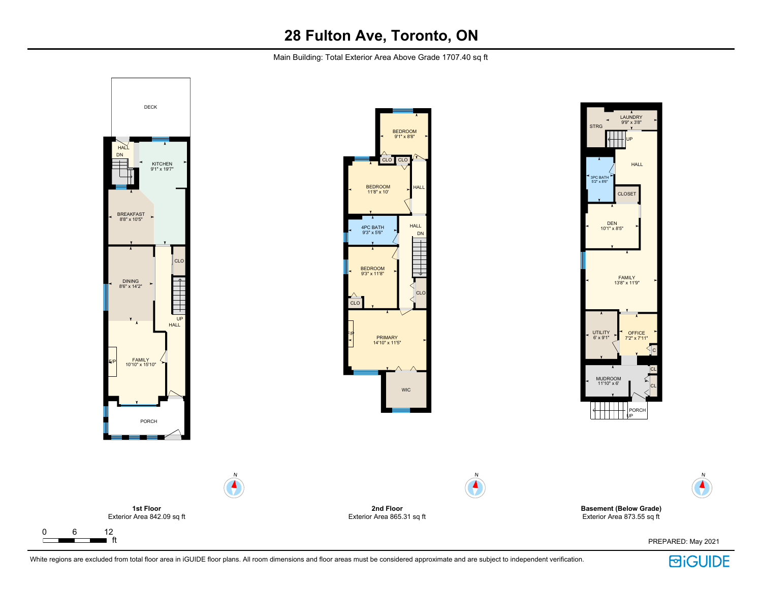# 28 Fulton Ave, Toronto, ON

Main Building: Total Exterior Area Above Grade 1707.40 sq ft

DECK

HALL
DN

KITCHEN
9'1" x 19'7"

BREAKFAST
8'8" x 10'5"

CLO

DINING
8'6" x 14'2"

UP
HALL

F/P

FAMILY
10'10" x 15'10"

PORCH

**1st Floor**
Exterior Area 842.09 sq ft

BEDROOM
9'1" x 8'8"

CLO CLO

BEDROOM
11'8" x 10'

HALL

4PC BATH
9'3" x 5'6"

HALL
DN

BEDROOM
9'3" x 11'8"

CLO

CLO

F/P

PRIMARY
14'10" x 11'5"

WIC

**2nd Floor**
Exterior Area 865.31 sq ft

LAUNDRY
9'9" x 3'8"

STRG

UP

HALL

3PC BATH
5'2" x 8'6"

CLOSET

DEN
10'1" x 8'5"

FAMILY
13'8" x 11'9"

UTILITY
6' x 9'1"

OFFICE
7'2" x 7'11"

C

CL

MUDROOM
11'10" x 6'

CL

PORCH
UP

**Basement (Below Grade)**
Exterior Area 873.55 sq ft

0 6 12
ft

PREPARED: May 2021

White regions are excluded from total floor area in iGUIDE floor plans. All room dimensions and floor areas must be considered approximate and are subject to independent verification.

iGUIDE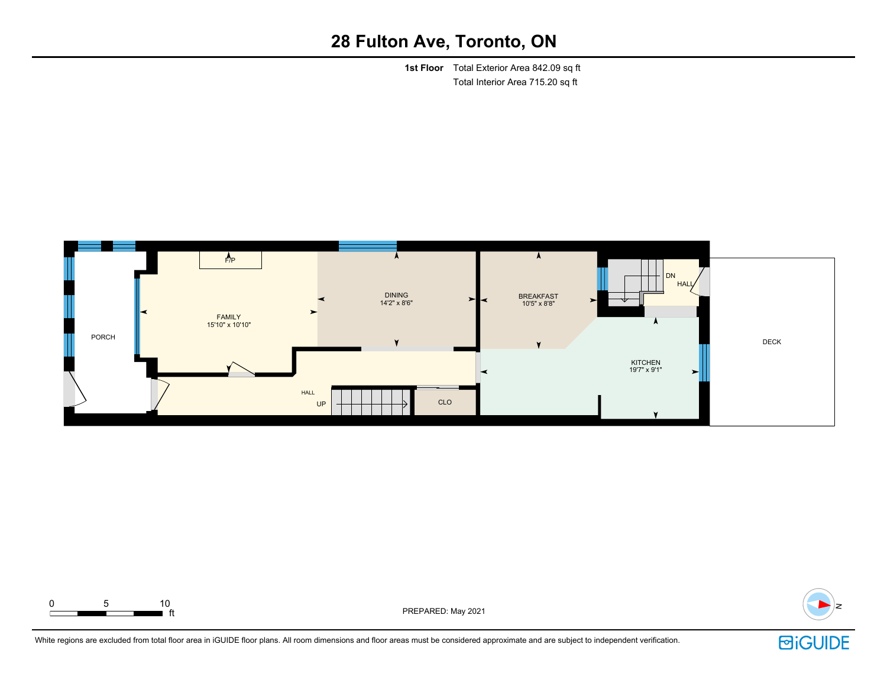# 28 Fulton Ave, Toronto, ON

**1st Floor** Total Exterior Area 842.09 sq ft
Total Interior Area 715.20 sq ft

F/P

PORCH

FAMILY
15'10" x 10'10"

DINING
14'2" x 8'6"

BREAKFAST
10'5" x 8'8"

DN

HALL

DECK

KITCHEN
19'7" x 9'1"

HALL

UP

CLO

0 5 10 ft

PREPARED: May 2021

N

White regions are excluded from total floor area in iGUIDE floor plans. All room dimensions and floor areas must be considered approximate and are subject to independent verification.

iGUIDE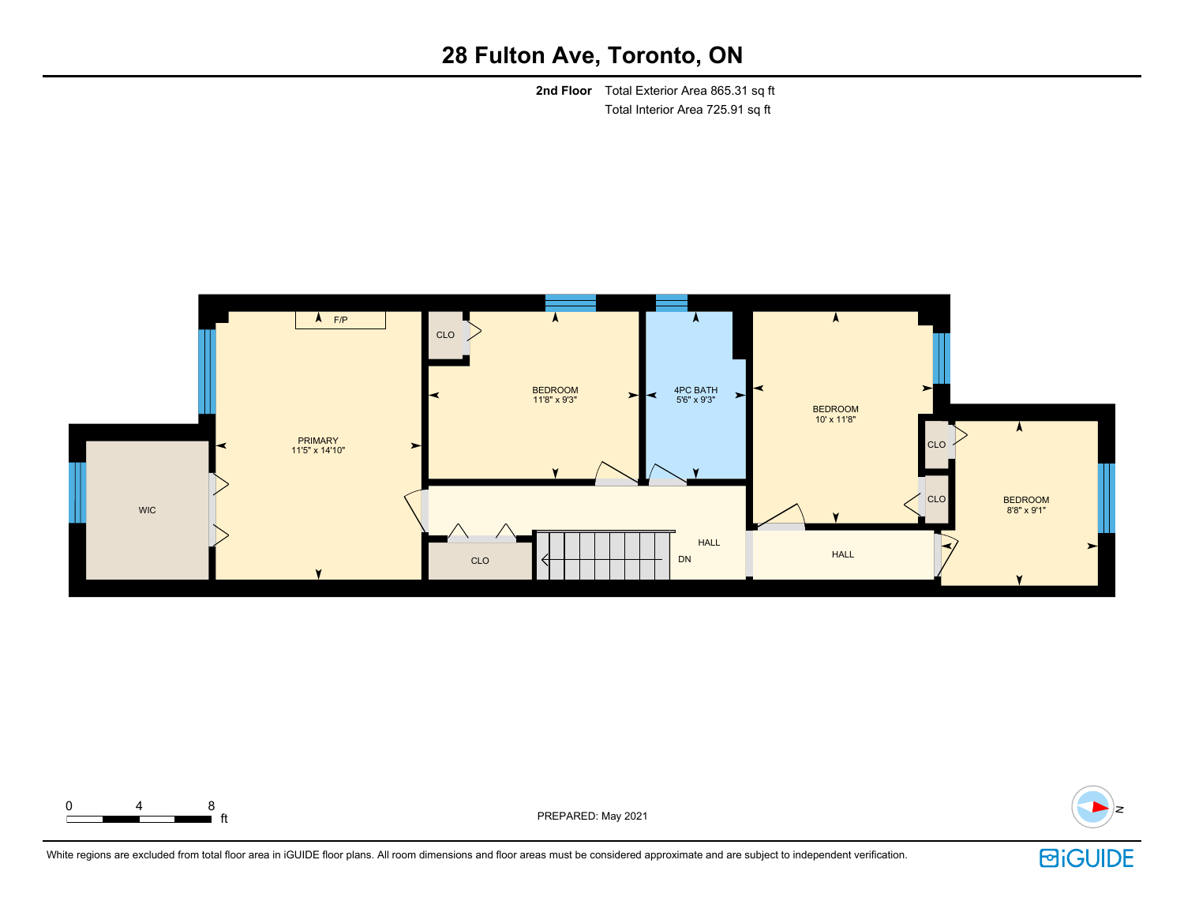# 28 Fulton Ave, Toronto, ON

**2nd Floor** Total Exterior Area 865.31 sq ft
Total Interior Area 725.91 sq ft

F/P

CLO

BEDROOM
11'8" x 9'3"

4PC BATH
5'6" x 9'3"

BEDROOM
10' x 11'8"

CLO

CLO

PRIMARY
11'5" x 14'10"

WIC

BEDROOM
8'8" x 9'1"

HALL

HALL

CLO

DN

0 4 8 ft

PREPARED: May 2021

White regions are excluded from total floor area in iGUIDE floor plans. All room dimensions and floor areas must be considered approximate and are subject to independent verification.

iGUIDE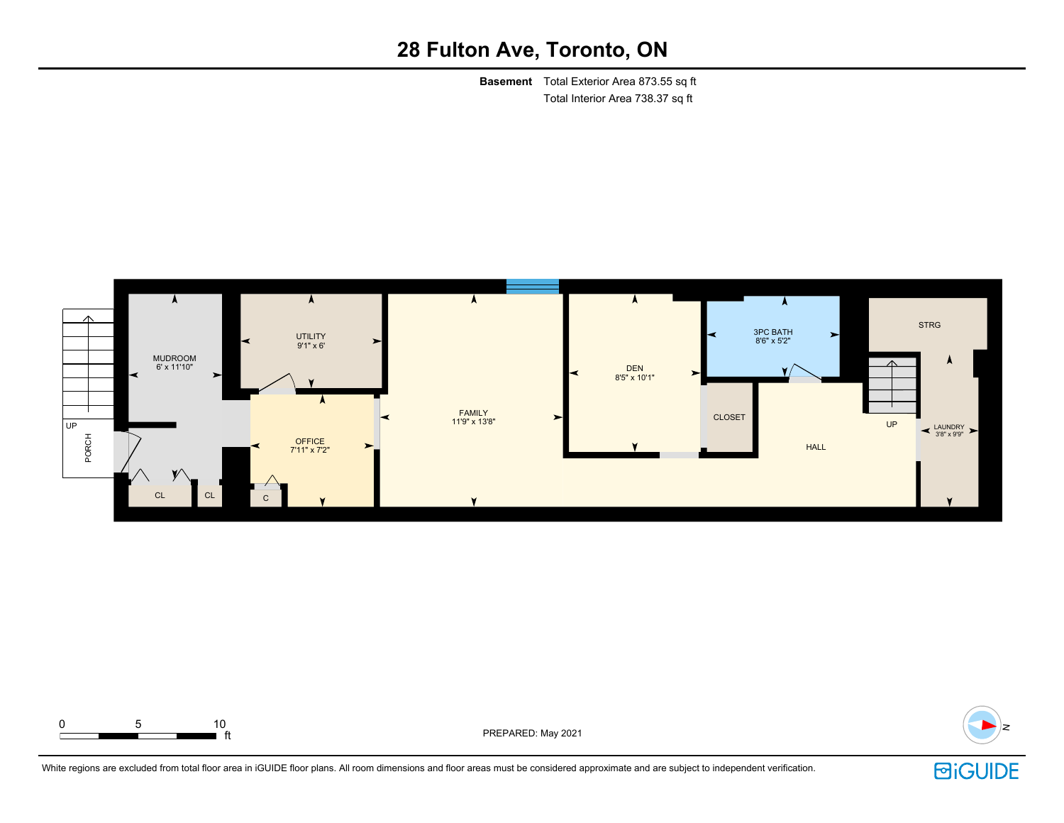# 28 Fulton Ave, Toronto, ON

**Basement** Total Exterior Area 873.55 sq ft
Total Interior Area 738.37 sq ft

MUDROOM
6' x 11'10"

UTILITY
9'1" x 6'

OFFICE
7'11" x 7'2"

FAMILY
11'9" x 13'8"

DEN
8'5" x 10'1"

3PC BATH
8'6" x 5'2"

CLOSET

HALL

STRG

LAUNDRY
3'8" x 9'9"

PORCH

CL

CL

C

UP

UP

0 5 10 ft

PREPARED: May 2021

N

White regions are excluded from total floor area in iGUIDE floor plans. All room dimensions and floor areas must be considered approximate and are subject to independent verification.

iGUIDE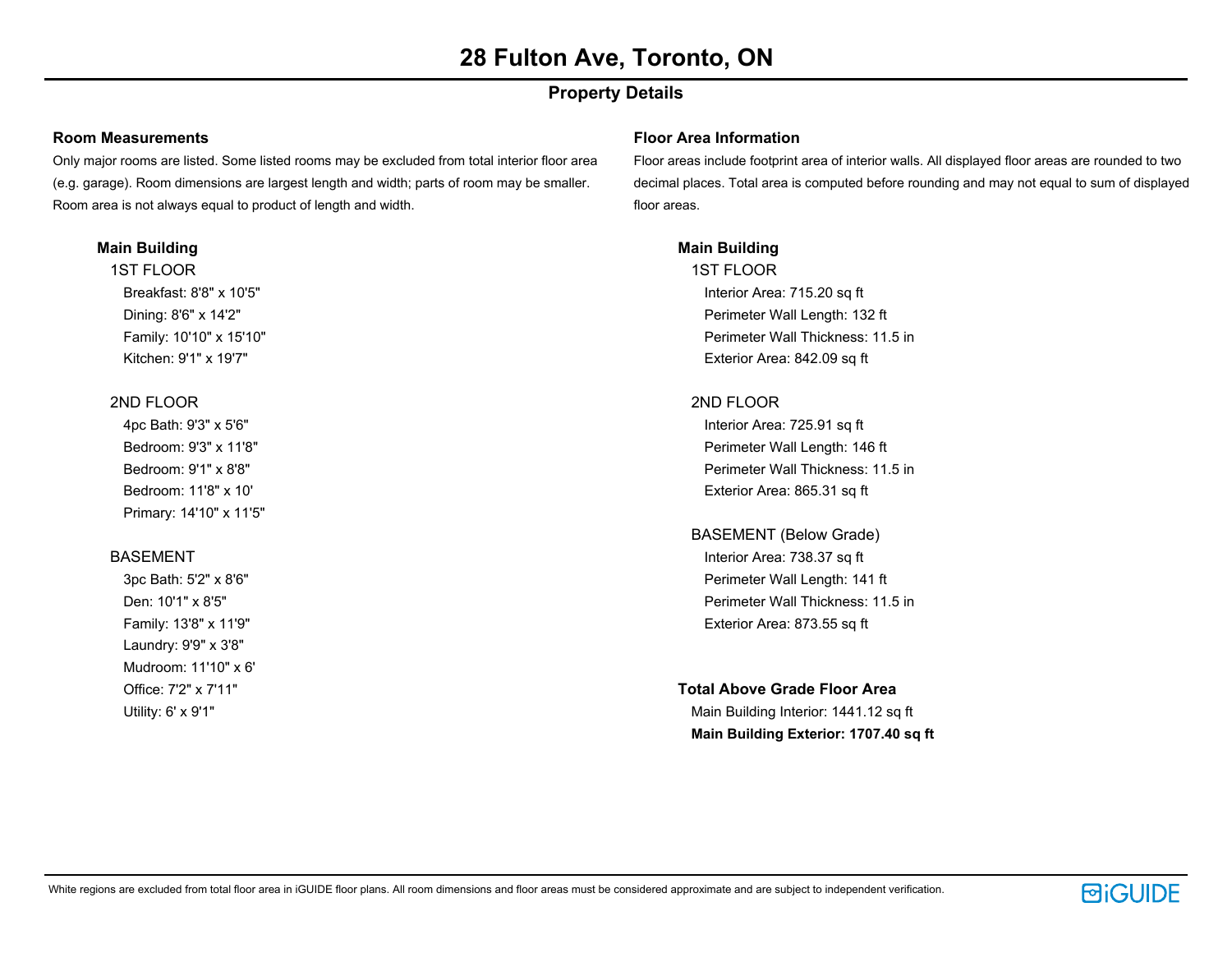# 28 Fulton Ave, Toronto, ON

## Property Details

### Room Measurements

Only major rooms are listed. Some listed rooms may be excluded from total interior floor area (e.g. garage). Room dimensions are largest length and width; parts of room may be smaller. Room area is not always equal to product of length and width.

#### Main Building

**1ST FLOOR**

- Breakfast: 8'8" x 10'5"
- Dining: 8'6" x 14'2"
- Family: 10'10" x 15'10"
- Kitchen: 9'1" x 19'7"

**2ND FLOOR**

- 4pc Bath: 9'3" x 5'6"
- Bedroom: 9'3" x 11'8"
- Bedroom: 9'1" x 8'8"
- Bedroom: 11'8" x 10'
- Primary: 14'10" x 11'5"

**BASEMENT**

- 3pc Bath: 5'2" x 8'6"
- Den: 10'1" x 8'5"
- Family: 13'8" x 11'9"
- Laundry: 9'9" x 3'8"
- Mudroom: 11'10" x 6'
- Office: 7'2" x 7'11"
- Utility: 6' x 9'1"

### Floor Area Information

Floor areas include footprint area of interior walls. All displayed floor areas are rounded to two decimal places. Total area is computed before rounding and may not equal to sum of displayed floor areas.

#### Main Building

**1ST FLOOR**

- Interior Area: 715.20 sq ft
- Perimeter Wall Length: 132 ft
- Perimeter Wall Thickness: 11.5 in
- Exterior Area: 842.09 sq ft

**2ND FLOOR**

- Interior Area: 725.91 sq ft
- Perimeter Wall Length: 146 ft
- Perimeter Wall Thickness: 11.5 in
- Exterior Area: 865.31 sq ft

**BASEMENT (Below Grade)**

- Interior Area: 738.37 sq ft
- Perimeter Wall Length: 141 ft
- Perimeter Wall Thickness: 11.5 in
- Exterior Area: 873.55 sq ft

#### Total Above Grade Floor Area

Main Building Interior: 1441.12 sq ft

**Main Building Exterior: 1707.40 sq ft**

White regions are excluded from total floor area in iGUIDE floor plans. All room dimensions and floor areas must be considered approximate and are subject to independent verification.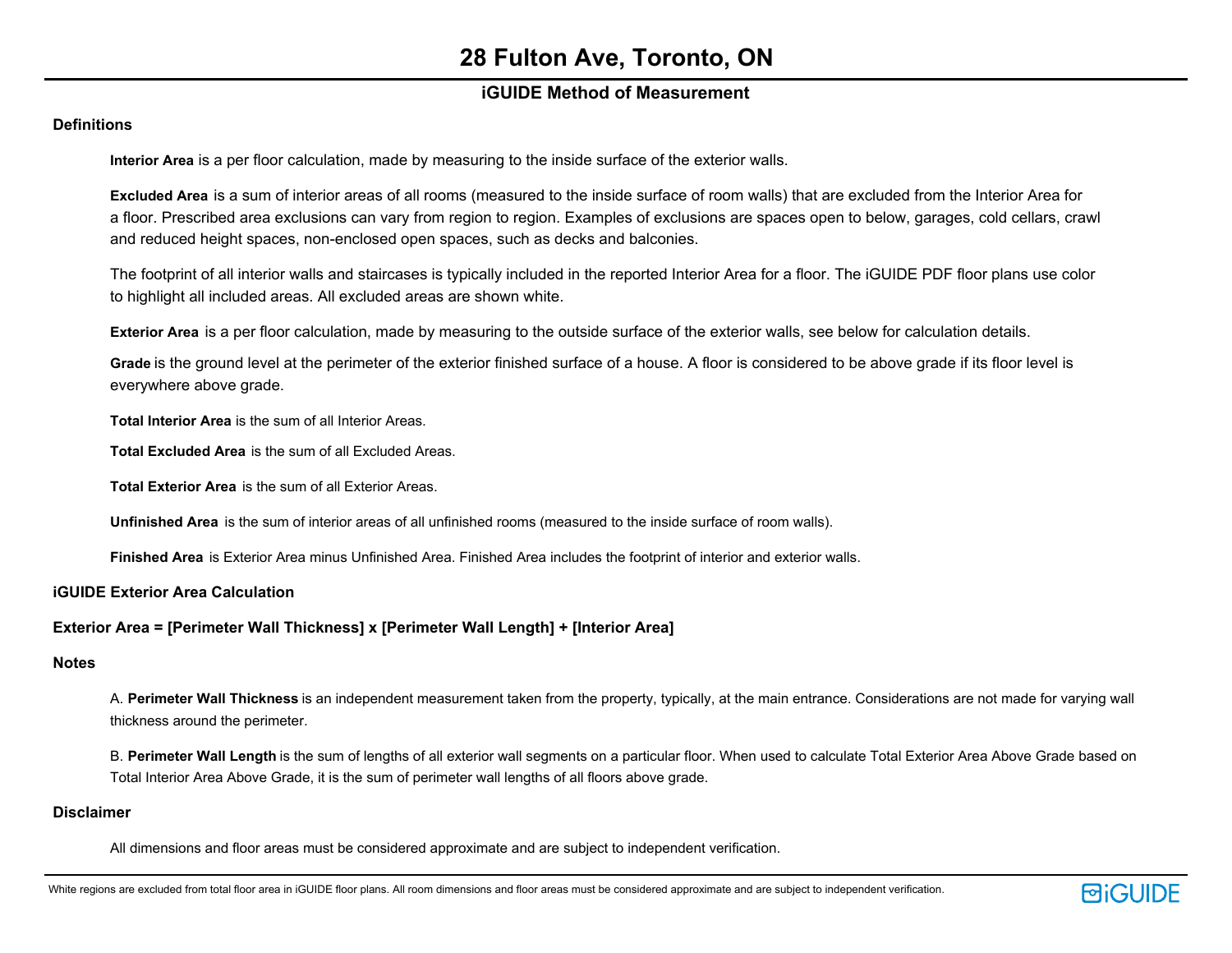# 28 Fulton Ave, Toronto, ON

## iGUIDE Method of Measurement

### Definitions

**Interior Area** is a per floor calculation, made by measuring to the inside surface of the exterior walls.

**Excluded Area** is a sum of interior areas of all rooms (measured to the inside surface of room walls) that are excluded from the Interior Area for a floor. Prescribed area exclusions can vary from region to region. Examples of exclusions are spaces open to below, garages, cold cellars, crawl and reduced height spaces, non-enclosed open spaces, such as decks and balconies.

The footprint of all interior walls and staircases is typically included in the reported Interior Area for a floor. The iGUIDE PDF floor plans use color to highlight all included areas. All excluded areas are shown white.

**Exterior Area** is a per floor calculation, made by measuring to the outside surface of the exterior walls, see below for calculation details.

**Grade** is the ground level at the perimeter of the exterior finished surface of a house. A floor is considered to be above grade if its floor level is everywhere above grade.

**Total Interior Area** is the sum of all Interior Areas.

**Total Excluded Area** is the sum of all Excluded Areas.

**Total Exterior Area** is the sum of all Exterior Areas.

**Unfinished Area** is the sum of interior areas of all unfinished rooms (measured to the inside surface of room walls).

**Finished Area** is Exterior Area minus Unfinished Area. Finished Area includes the footprint of interior and exterior walls.

### iGUIDE Exterior Area Calculation

**Exterior Area = [Perimeter Wall Thickness] x [Perimeter Wall Length] + [Interior Area]**

### Notes

A. **Perimeter Wall Thickness** is an independent measurement taken from the property, typically, at the main entrance. Considerations are not made for varying wall thickness around the perimeter.

B. **Perimeter Wall Length** is the sum of lengths of all exterior wall segments on a particular floor. When used to calculate Total Exterior Area Above Grade based on Total Interior Area Above Grade, it is the sum of perimeter wall lengths of all floors above grade.

### Disclaimer

All dimensions and floor areas must be considered approximate and are subject to independent verification.